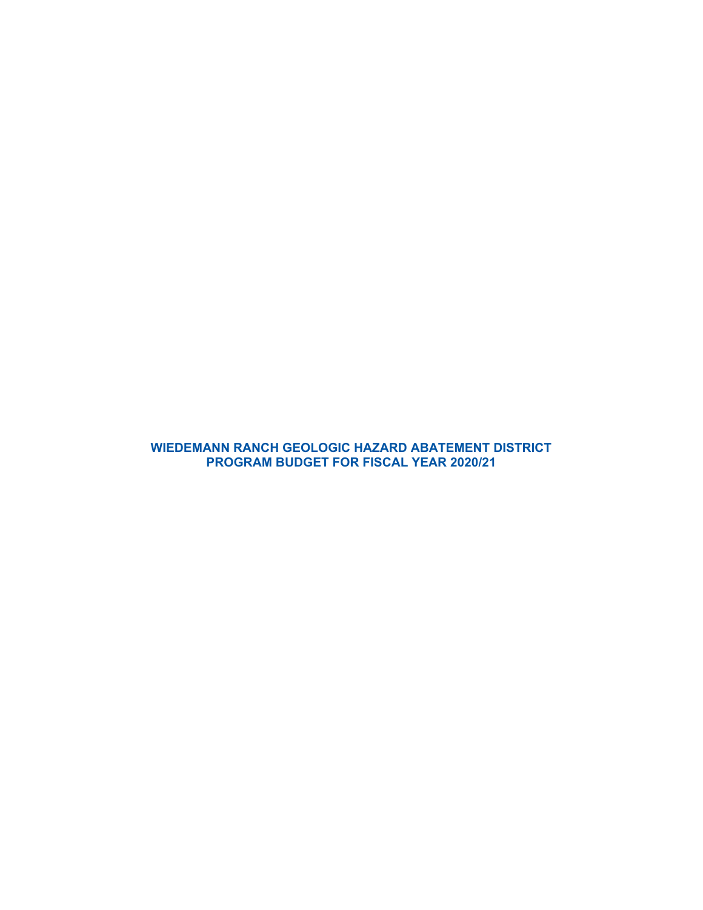# WIEDEMANN RANCH GEOLOGIC HAZARD ABATEMENT DISTRICT
# PROGRAM BUDGET FOR FISCAL YEAR 2020/21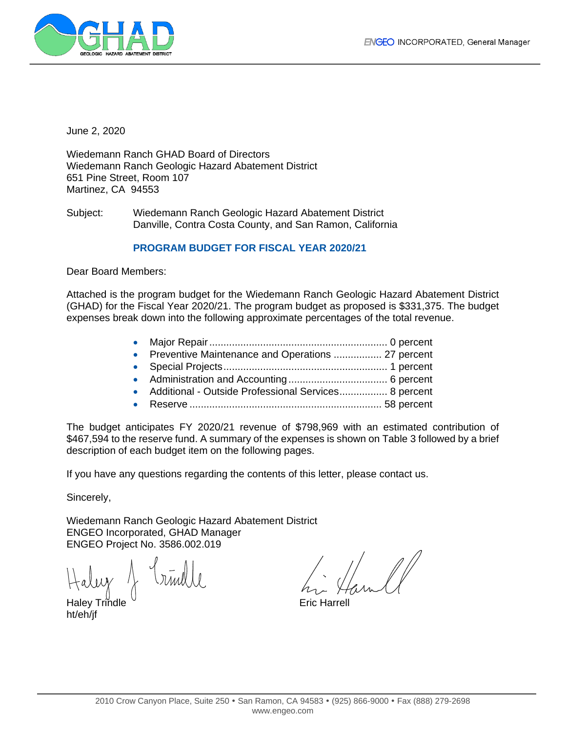June 2, 2020

Wiedemann Ranch GHAD Board of Directors
Wiedemann Ranch Geologic Hazard Abatement District
651 Pine Street, Room 107
Martinez, CA 94553

Subject: Wiedemann Ranch Geologic Hazard Abatement District
Danville, Contra Costa County, and San Ramon, California

**PROGRAM BUDGET FOR FISCAL YEAR 2020/21**

Dear Board Members:

Attached is the program budget for the Wiedemann Ranch Geologic Hazard Abatement District (GHAD) for the Fiscal Year 2020/21. The program budget as proposed is $331,375. The budget expenses break down into the following approximate percentages of the total revenue.

- Major Repair ............................................................... 0 percent
- Preventive Maintenance and Operations ................. 27 percent
- Special Projects......................................................... 1 percent
- Administration and Accounting ................................... 6 percent
- Additional - Outside Professional Services................. 8 percent
- Reserve .................................................................... 58 percent

The budget anticipates FY 2020/21 revenue of $798,969 with an estimated contribution of $467,594 to the reserve fund. A summary of the expenses is shown on Table 3 followed by a brief description of each budget item on the following pages.

If you have any questions regarding the contents of this letter, please contact us.

Sincerely,

Wiedemann Ranch Geologic Hazard Abatement District
ENGEO Incorporated, GHAD Manager
ENGEO Project No. 3586.002.019

Haley Trindle

Eric Harrell

ht/eh/jf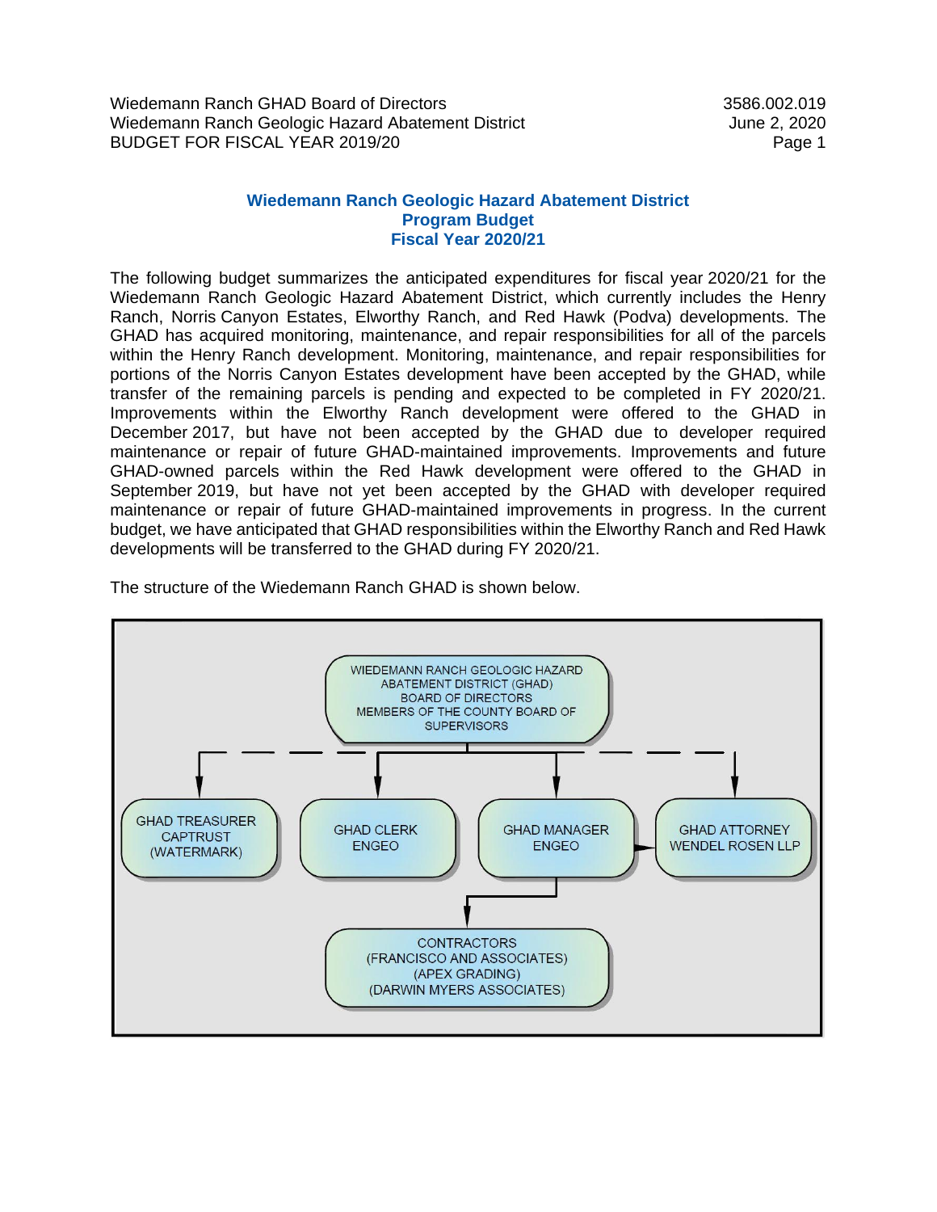# Wiedemann Ranch Geologic Hazard Abatement District
## Program Budget
## Fiscal Year 2020/21

The following budget summarizes the anticipated expenditures for fiscal year 2020/21 for the Wiedemann Ranch Geologic Hazard Abatement District, which currently includes the Henry Ranch, Norris Canyon Estates, Elworthy Ranch, and Red Hawk (Podva) developments. The GHAD has acquired monitoring, maintenance, and repair responsibilities for all of the parcels within the Henry Ranch development. Monitoring, maintenance, and repair responsibilities for portions of the Norris Canyon Estates development have been accepted by the GHAD, while transfer of the remaining parcels is pending and expected to be completed in FY 2020/21. Improvements within the Elworthy Ranch development were offered to the GHAD in December 2017, but have not been accepted by the GHAD due to developer required maintenance or repair of future GHAD-maintained improvements. Improvements and future GHAD-owned parcels within the Red Hawk development were offered to the GHAD in September 2019, but have not yet been accepted by the GHAD with developer required maintenance or repair of future GHAD-maintained improvements in progress. In the current budget, we have anticipated that GHAD responsibilities within the Elworthy Ranch and Red Hawk developments will be transferred to the GHAD during FY 2020/21.

The structure of the Wiedemann Ranch GHAD is shown below.

WIEDEMANN RANCH GEOLOGIC HAZARD ABATEMENT DISTRICT (GHAD) BOARD OF DIRECTORS MEMBERS OF THE COUNTY BOARD OF SUPERVISORS

- GHAD TREASURER CAPTRUST (WATERMARK)
- GHAD CLERK ENGEO
- GHAD MANAGER ENGEO
  - CONTRACTORS (FRANCISCO AND ASSOCIATES) (APEX GRADING) (DARWIN MYERS ASSOCIATES)
- GHAD ATTORNEY WENDEL ROSEN LLP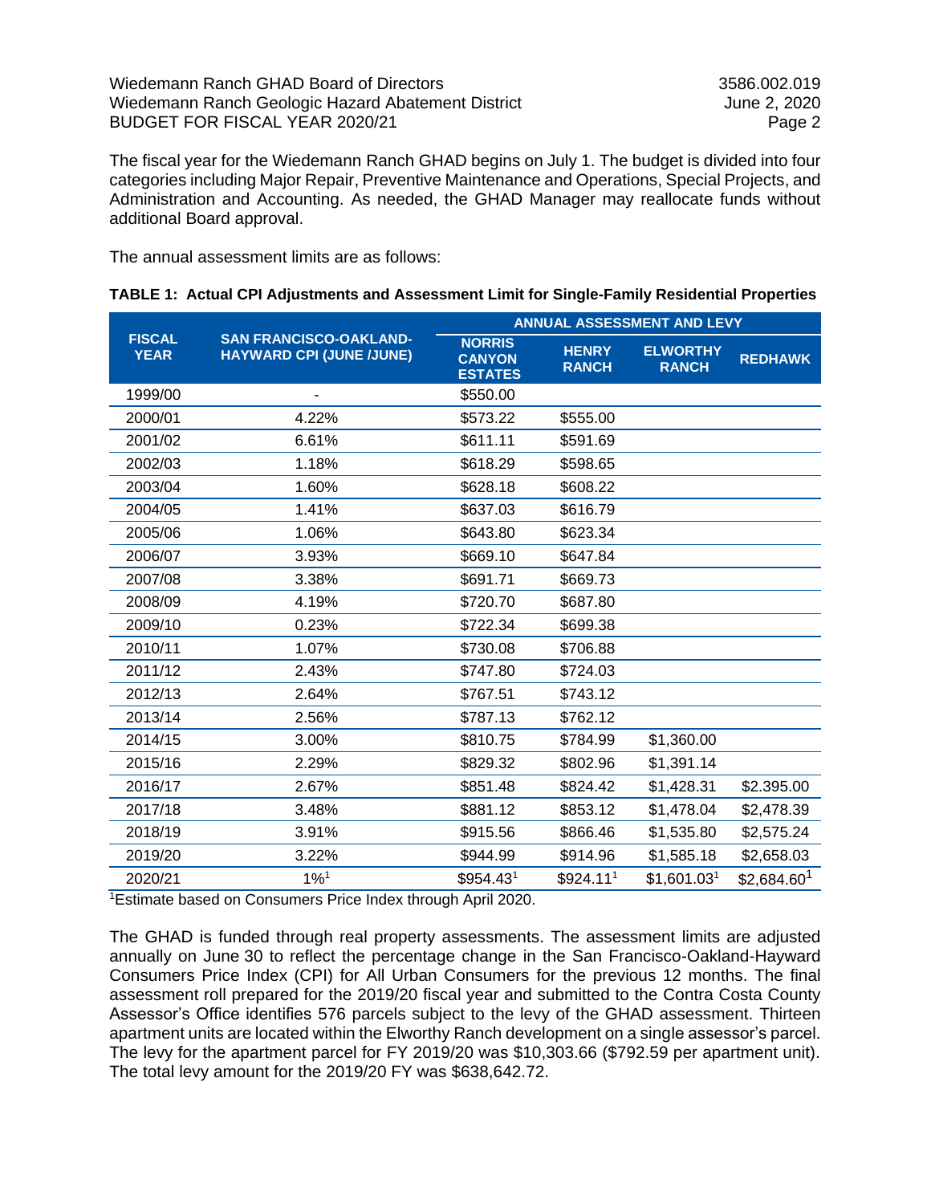The fiscal year for the Wiedemann Ranch GHAD begins on July 1. The budget is divided into four categories including Major Repair, Preventive Maintenance and Operations, Special Projects, and Administration and Accounting. As needed, the GHAD Manager may reallocate funds without additional Board approval.

The annual assessment limits are as follows:

**TABLE 1: Actual CPI Adjustments and Assessment Limit for Single-Family Residential Properties**

| FISCAL YEAR | SAN FRANCISCO-OAKLAND-HAYWARD CPI (JUNE /JUNE) | ANNUAL ASSESSMENT AND LEVY | | | |
|---|---|---|---|---|---|
| | | NORRIS CANYON ESTATES | HENRY RANCH | ELWORTHY RANCH | REDHAWK |
| 1999/00 | - | $550.00 | | | |
| 2000/01 | 4.22% | $573.22 | $555.00 | | |
| 2001/02 | 6.61% | $611.11 | $591.69 | | |
| 2002/03 | 1.18% | $618.29 | $598.65 | | |
| 2003/04 | 1.60% | $628.18 | $608.22 | | |
| 2004/05 | 1.41% | $637.03 | $616.79 | | |
| 2005/06 | 1.06% | $643.80 | $623.34 | | |
| 2006/07 | 3.93% | $669.10 | $647.84 | | |
| 2007/08 | 3.38% | $691.71 | $669.73 | | |
| 2008/09 | 4.19% | $720.70 | $687.80 | | |
| 2009/10 | 0.23% | $722.34 | $699.38 | | |
| 2010/11 | 1.07% | $730.08 | $706.88 | | |
| 2011/12 | 2.43% | $747.80 | $724.03 | | |
| 2012/13 | 2.64% | $767.51 | $743.12 | | |
| 2013/14 | 2.56% | $787.13 | $762.12 | | |
| 2014/15 | 3.00% | $810.75 | $784.99 | $1,360.00 | |
| 2015/16 | 2.29% | $829.32 | $802.96 | $1,391.14 | |
| 2016/17 | 2.67% | $851.48 | $824.42 | $1,428.31 | $2.395.00 |
| 2017/18 | 3.48% | $881.12 | $853.12 | $1,478.04 | $2,478.39 |
| 2018/19 | 3.91% | $915.56 | $866.46 | $1,535.80 | $2,575.24 |
| 2019/20 | 3.22% | $944.99 | $914.96 | $1,585.18 | $2,658.03 |
| 2020/21 | 1%[1] | $954.43[1] | $924.11[1] | $1,601.03[1] | $2,684.60[1] |

[1]Estimate based on Consumers Price Index through April 2020.

The GHAD is funded through real property assessments. The assessment limits are adjusted annually on June 30 to reflect the percentage change in the San Francisco-Oakland-Hayward Consumers Price Index (CPI) for All Urban Consumers for the previous 12 months. The final assessment roll prepared for the 2019/20 fiscal year and submitted to the Contra Costa County Assessor's Office identifies 576 parcels subject to the levy of the GHAD assessment. Thirteen apartment units are located within the Elworthy Ranch development on a single assessor's parcel. The levy for the apartment parcel for FY 2019/20 was $10,303.66 ($792.59 per apartment unit). The total levy amount for the 2019/20 FY was $638,642.72.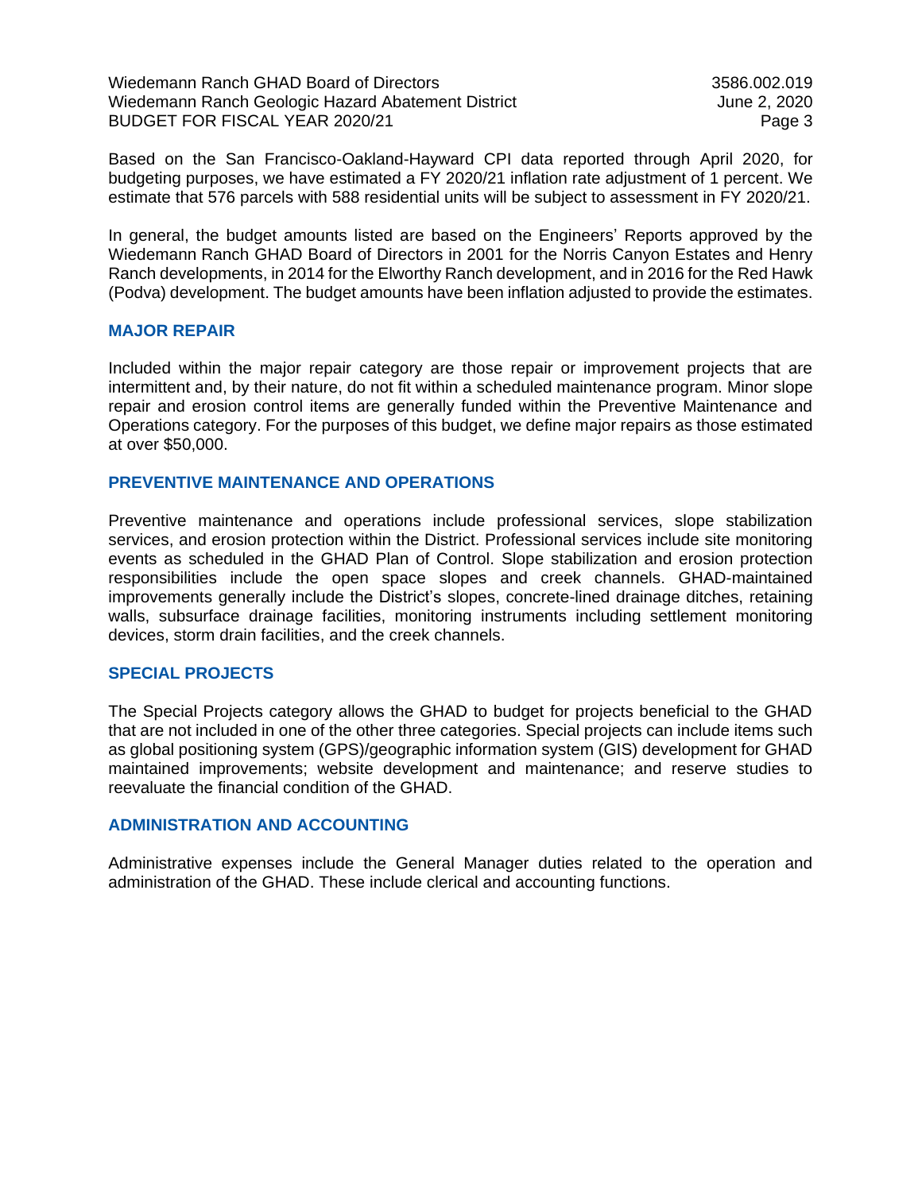Based on the San Francisco-Oakland-Hayward CPI data reported through April 2020, for budgeting purposes, we have estimated a FY 2020/21 inflation rate adjustment of 1 percent. We estimate that 576 parcels with 588 residential units will be subject to assessment in FY 2020/21.

In general, the budget amounts listed are based on the Engineers' Reports approved by the Wiedemann Ranch GHAD Board of Directors in 2001 for the Norris Canyon Estates and Henry Ranch developments, in 2014 for the Elworthy Ranch development, and in 2016 for the Red Hawk (Podva) development. The budget amounts have been inflation adjusted to provide the estimates.

## MAJOR REPAIR

Included within the major repair category are those repair or improvement projects that are intermittent and, by their nature, do not fit within a scheduled maintenance program. Minor slope repair and erosion control items are generally funded within the Preventive Maintenance and Operations category. For the purposes of this budget, we define major repairs as those estimated at over $50,000.

## PREVENTIVE MAINTENANCE AND OPERATIONS

Preventive maintenance and operations include professional services, slope stabilization services, and erosion protection within the District. Professional services include site monitoring events as scheduled in the GHAD Plan of Control. Slope stabilization and erosion protection responsibilities include the open space slopes and creek channels. GHAD-maintained improvements generally include the District's slopes, concrete-lined drainage ditches, retaining walls, subsurface drainage facilities, monitoring instruments including settlement monitoring devices, storm drain facilities, and the creek channels.

## SPECIAL PROJECTS

The Special Projects category allows the GHAD to budget for projects beneficial to the GHAD that are not included in one of the other three categories. Special projects can include items such as global positioning system (GPS)/geographic information system (GIS) development for GHAD maintained improvements; website development and maintenance; and reserve studies to reevaluate the financial condition of the GHAD.

## ADMINISTRATION AND ACCOUNTING

Administrative expenses include the General Manager duties related to the operation and administration of the GHAD. These include clerical and accounting functions.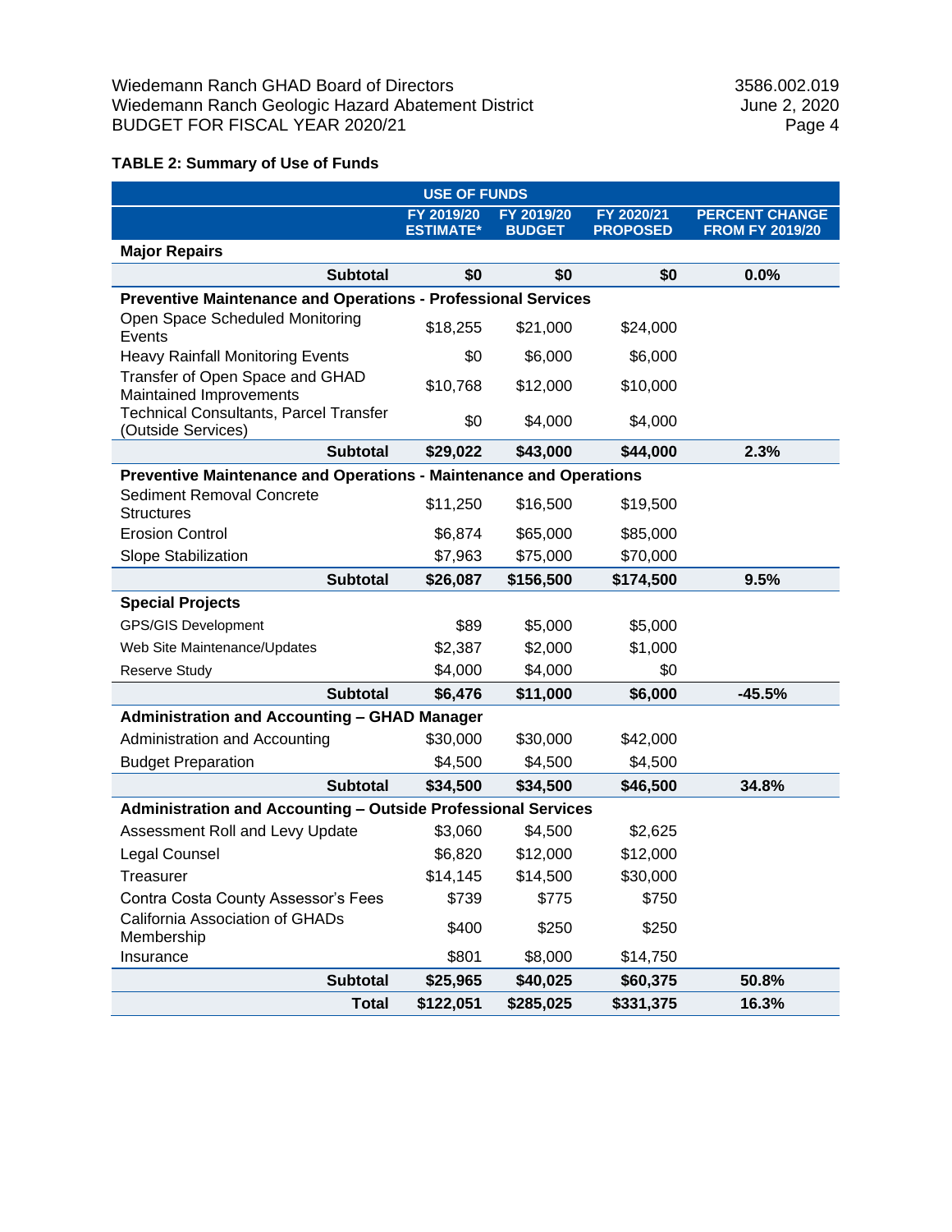**TABLE 2: Summary of Use of Funds**

| USE OF FUNDS | | | | |
|---|---|---|---|---|
| | FY 2019/20 ESTIMATE* | FY 2019/20 BUDGET | FY 2020/21 PROPOSED | PERCENT CHANGE FROM FY 2019/20 |
| **Major Repairs** | | | | |
| **Subtotal** | **$0** | **$0** | **$0** | **0.0%** |
| **Preventive Maintenance and Operations - Professional Services** | | | | |
| Open Space Scheduled Monitoring Events | $18,255 | $21,000 | $24,000 | |
| Heavy Rainfall Monitoring Events | $0 | $6,000 | $6,000 | |
| Transfer of Open Space and GHAD Maintained Improvements | $10,768 | $12,000 | $10,000 | |
| Technical Consultants, Parcel Transfer (Outside Services) | $0 | $4,000 | $4,000 | |
| **Subtotal** | **$29,022** | **$43,000** | **$44,000** | **2.3%** |
| **Preventive Maintenance and Operations - Maintenance and Operations** | | | | |
| Sediment Removal Concrete Structures | $11,250 | $16,500 | $19,500 | |
| Erosion Control | $6,874 | $65,000 | $85,000 | |
| Slope Stabilization | $7,963 | $75,000 | $70,000 | |
| **Subtotal** | **$26,087** | **$156,500** | **$174,500** | **9.5%** |
| **Special Projects** | | | | |
| GPS/GIS Development | $89 | $5,000 | $5,000 | |
| Web Site Maintenance/Updates | $2,387 | $2,000 | $1,000 | |
| Reserve Study | $4,000 | $4,000 | $0 | |
| **Subtotal** | **$6,476** | **$11,000** | **$6,000** | **-45.5%** |
| **Administration and Accounting – GHAD Manager** | | | | |
| Administration and Accounting | $30,000 | $30,000 | $42,000 | |
| Budget Preparation | $4,500 | $4,500 | $4,500 | |
| **Subtotal** | **$34,500** | **$34,500** | **$46,500** | **34.8%** |
| **Administration and Accounting – Outside Professional Services** | | | | |
| Assessment Roll and Levy Update | $3,060 | $4,500 | $2,625 | |
| Legal Counsel | $6,820 | $12,000 | $12,000 | |
| Treasurer | $14,145 | $14,500 | $30,000 | |
| Contra Costa County Assessor's Fees | $739 | $775 | $750 | |
| California Association of GHADs Membership | $400 | $250 | $250 | |
| Insurance | $801 | $8,000 | $14,750 | |
| **Subtotal** | **$25,965** | **$40,025** | **$60,375** | **50.8%** |
| **Total** | **$122,051** | **$285,025** | **$331,375** | **16.3%** |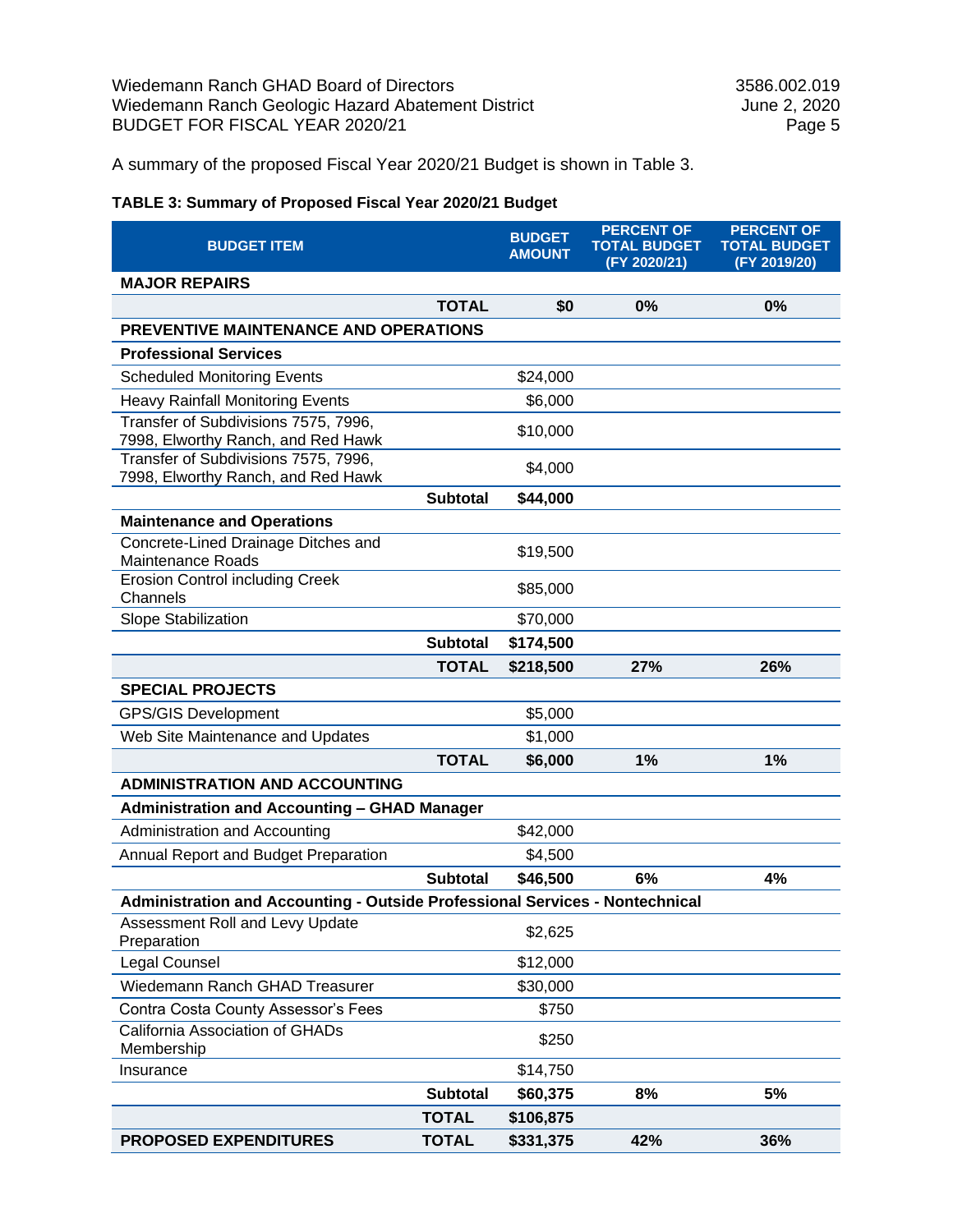A summary of the proposed Fiscal Year 2020/21 Budget is shown in Table 3.

**TABLE 3: Summary of Proposed Fiscal Year 2020/21 Budget**

| BUDGET ITEM | | BUDGET AMOUNT | PERCENT OF TOTAL BUDGET (FY 2020/21) | PERCENT OF TOTAL BUDGET (FY 2019/20) |
|---|---|---|---|---|
| **MAJOR REPAIRS** | | | | |
| | **TOTAL** | **$0** | **0%** | **0%** |
| **PREVENTIVE MAINTENANCE AND OPERATIONS** | | | | |
| **Professional Services** | | | | |
| Scheduled Monitoring Events | | $24,000 | | |
| Heavy Rainfall Monitoring Events | | $6,000 | | |
| Transfer of Subdivisions 7575, 7996, 7998, Elworthy Ranch, and Red Hawk | | $10,000 | | |
| Transfer of Subdivisions 7575, 7996, 7998, Elworthy Ranch, and Red Hawk | | $4,000 | | |
| | **Subtotal** | **$44,000** | | |
| **Maintenance and Operations** | | | | |
| Concrete-Lined Drainage Ditches and Maintenance Roads | | $19,500 | | |
| Erosion Control including Creek Channels | | $85,000 | | |
| Slope Stabilization | | $70,000 | | |
| | **Subtotal** | **$174,500** | | |
| | **TOTAL** | **$218,500** | **27%** | **26%** |
| **SPECIAL PROJECTS** | | | | |
| GPS/GIS Development | | $5,000 | | |
| Web Site Maintenance and Updates | | $1,000 | | |
| | **TOTAL** | **$6,000** | **1%** | **1%** |
| **ADMINISTRATION AND ACCOUNTING** | | | | |
| **Administration and Accounting – GHAD Manager** | | | | |
| Administration and Accounting | | $42,000 | | |
| Annual Report and Budget Preparation | | $4,500 | | |
| | **Subtotal** | **$46,500** | **6%** | **4%** |
| **Administration and Accounting - Outside Professional Services - Nontechnical** | | | | |
| Assessment Roll and Levy Update Preparation | | $2,625 | | |
| Legal Counsel | | $12,000 | | |
| Wiedemann Ranch GHAD Treasurer | | $30,000 | | |
| Contra Costa County Assessor's Fees | | $750 | | |
| California Association of GHADs Membership | | $250 | | |
| Insurance | | $14,750 | | |
| | **Subtotal** | **$60,375** | **8%** | **5%** |
| | **TOTAL** | **$106,875** | | |
| **PROPOSED EXPENDITURES** | **TOTAL** | **$331,375** | **42%** | **36%** |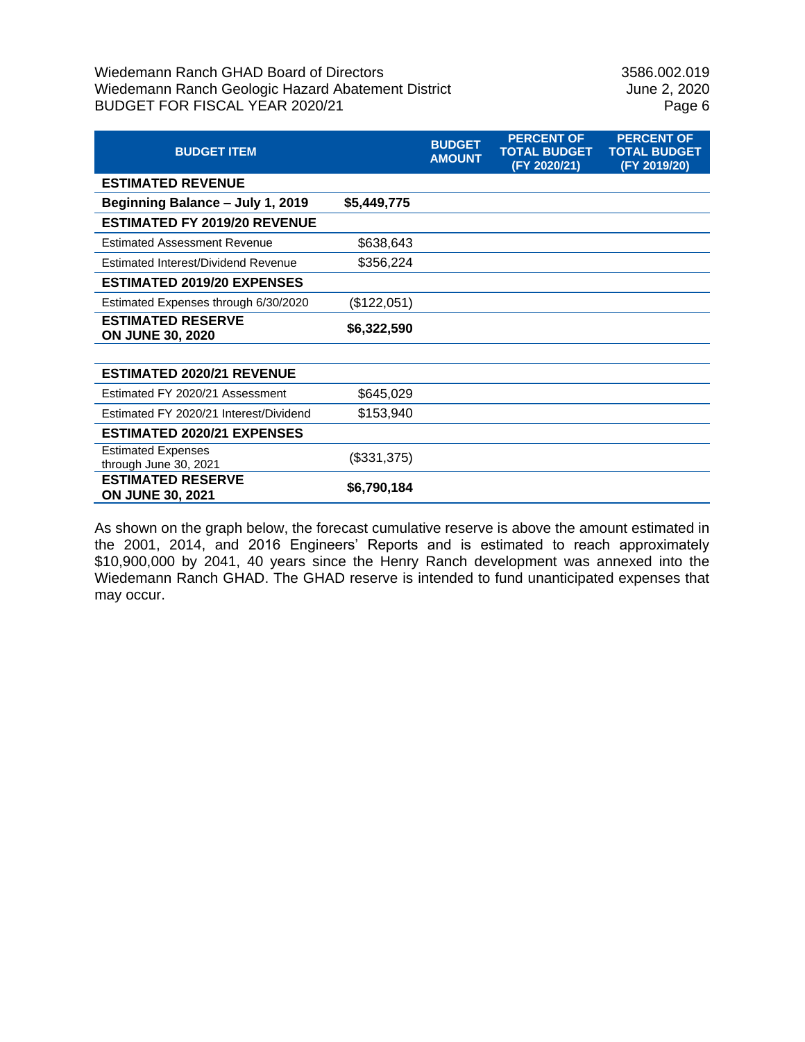| BUDGET ITEM | | BUDGET AMOUNT | PERCENT OF TOTAL BUDGET (FY 2020/21) | PERCENT OF TOTAL BUDGET (FY 2019/20) |
|---|---|---|---|---|
| **ESTIMATED REVENUE** | | | | |
| **Beginning Balance – July 1, 2019** | **$5,449,775** | | | |
| **ESTIMATED FY 2019/20 REVENUE** | | | | |
| Estimated Assessment Revenue | $638,643 | | | |
| Estimated Interest/Dividend Revenue | $356,224 | | | |
| **ESTIMATED 2019/20 EXPENSES** | | | | |
| Estimated Expenses through 6/30/2020 | ($122,051) | | | |
| **ESTIMATED RESERVE ON JUNE 30, 2020** | **$6,322,590** | | | |
| | | | | |
| **ESTIMATED 2020/21 REVENUE** | | | | |
| Estimated FY 2020/21 Assessment | $645,029 | | | |
| Estimated FY 2020/21 Interest/Dividend | $153,940 | | | |
| **ESTIMATED 2020/21 EXPENSES** | | | | |
| Estimated Expenses through June 30, 2021 | ($331,375) | | | |
| **ESTIMATED RESERVE ON JUNE 30, 2021** | **$6,790,184** | | | |

As shown on the graph below, the forecast cumulative reserve is above the amount estimated in the 2001, 2014, and 2016 Engineers' Reports and is estimated to reach approximately $10,900,000 by 2041, 40 years since the Henry Ranch development was annexed into the Wiedemann Ranch GHAD. The GHAD reserve is intended to fund unanticipated expenses that may occur.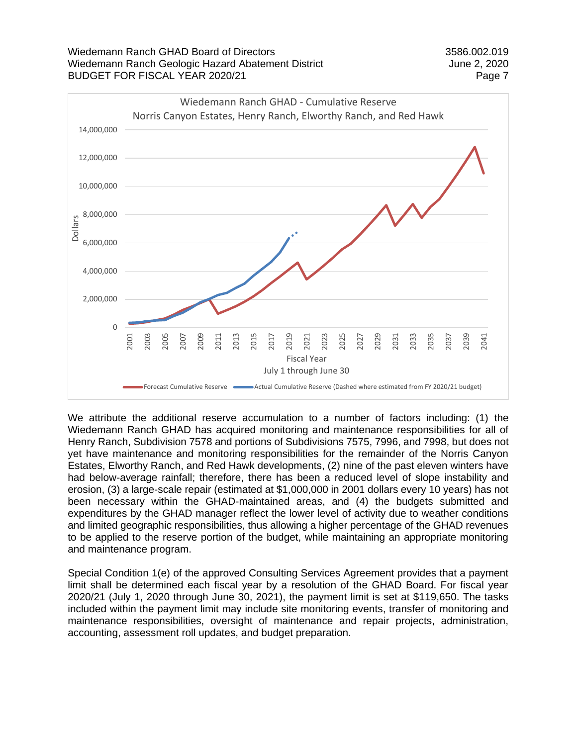Wiedemann Ranch GHAD - Cumulative Reserve
Norris Canyon Estates, Henry Ranch, Elworthy Ranch, and Red Hawk

We attribute the additional reserve accumulation to a number of factors including: (1) the Wiedemann Ranch GHAD has acquired monitoring and maintenance responsibilities for all of Henry Ranch, Subdivision 7578 and portions of Subdivisions 7575, 7996, and 7998, but does not yet have maintenance and monitoring responsibilities for the remainder of the Norris Canyon Estates, Elworthy Ranch, and Red Hawk developments, (2) nine of the past eleven winters have had below-average rainfall; therefore, there has been a reduced level of slope instability and erosion, (3) a large-scale repair (estimated at $1,000,000 in 2001 dollars every 10 years) has not been necessary within the GHAD-maintained areas, and (4) the budgets submitted and expenditures by the GHAD manager reflect the lower level of activity due to weather conditions and limited geographic responsibilities, thus allowing a higher percentage of the GHAD revenues to be applied to the reserve portion of the budget, while maintaining an appropriate monitoring and maintenance program.

Special Condition 1(e) of the approved Consulting Services Agreement provides that a payment limit shall be determined each fiscal year by a resolution of the GHAD Board. For fiscal year 2020/21 (July 1, 2020 through June 30, 2021), the payment limit is set at $119,650. The tasks included within the payment limit may include site monitoring events, transfer of monitoring and maintenance responsibilities, oversight of maintenance and repair projects, administration, accounting, assessment roll updates, and budget preparation.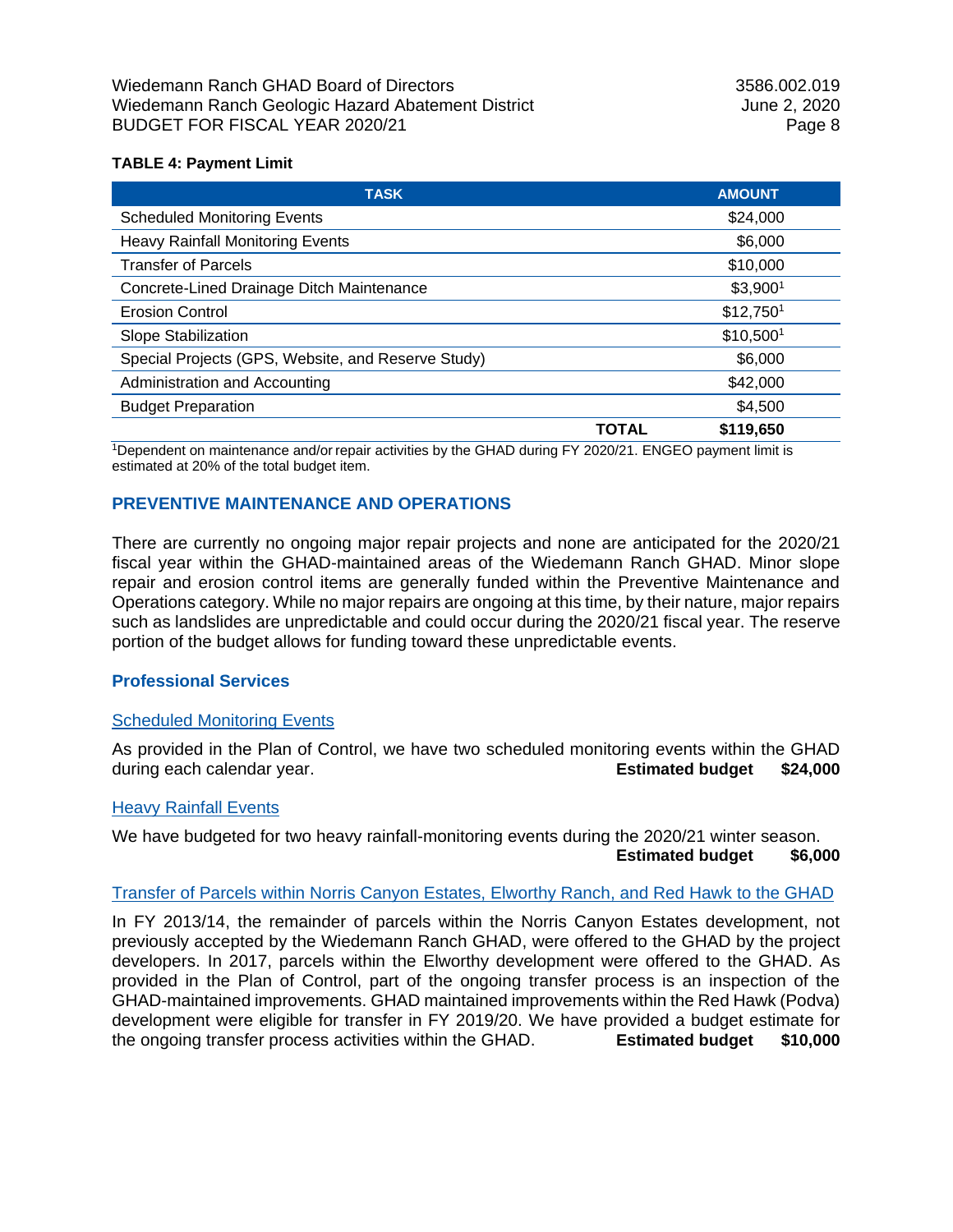**TABLE 4: Payment Limit**

| TASK | AMOUNT |
|---|---|
| Scheduled Monitoring Events | $24,000 |
| Heavy Rainfall Monitoring Events | $6,000 |
| Transfer of Parcels | $10,000 |
| Concrete-Lined Drainage Ditch Maintenance | $3,900[1] |
| Erosion Control | $12,750[1] |
| Slope Stabilization | $10,500[1] |
| Special Projects (GPS, Website, and Reserve Study) | $6,000 |
| Administration and Accounting | $42,000 |
| Budget Preparation | $4,500 |
| **TOTAL** | **$119,650** |

[1]Dependent on maintenance and/or repair activities by the GHAD during FY 2020/21. ENGEO payment limit is estimated at 20% of the total budget item.

## PREVENTIVE MAINTENANCE AND OPERATIONS

There are currently no ongoing major repair projects and none are anticipated for the 2020/21 fiscal year within the GHAD-maintained areas of the Wiedemann Ranch GHAD. Minor slope repair and erosion control items are generally funded within the Preventive Maintenance and Operations category. While no major repairs are ongoing at this time, by their nature, major repairs such as landslides are unpredictable and could occur during the 2020/21 fiscal year. The reserve portion of the budget allows for funding toward these unpredictable events.

### Professional Services

#### Scheduled Monitoring Events

As provided in the Plan of Control, we have two scheduled monitoring events within the GHAD during each calendar year. **Estimated budget $24,000**

#### Heavy Rainfall Events

We have budgeted for two heavy rainfall-monitoring events during the 2020/21 winter season. **Estimated budget $6,000**

#### Transfer of Parcels within Norris Canyon Estates, Elworthy Ranch, and Red Hawk to the GHAD

In FY 2013/14, the remainder of parcels within the Norris Canyon Estates development, not previously accepted by the Wiedemann Ranch GHAD, were offered to the GHAD by the project developers. In 2017, parcels within the Elworthy development were offered to the GHAD. As provided in the Plan of Control, part of the ongoing transfer process is an inspection of the GHAD-maintained improvements. GHAD maintained improvements within the Red Hawk (Podva) development were eligible for transfer in FY 2019/20. We have provided a budget estimate for the ongoing transfer process activities within the GHAD. **Estimated budget $10,000**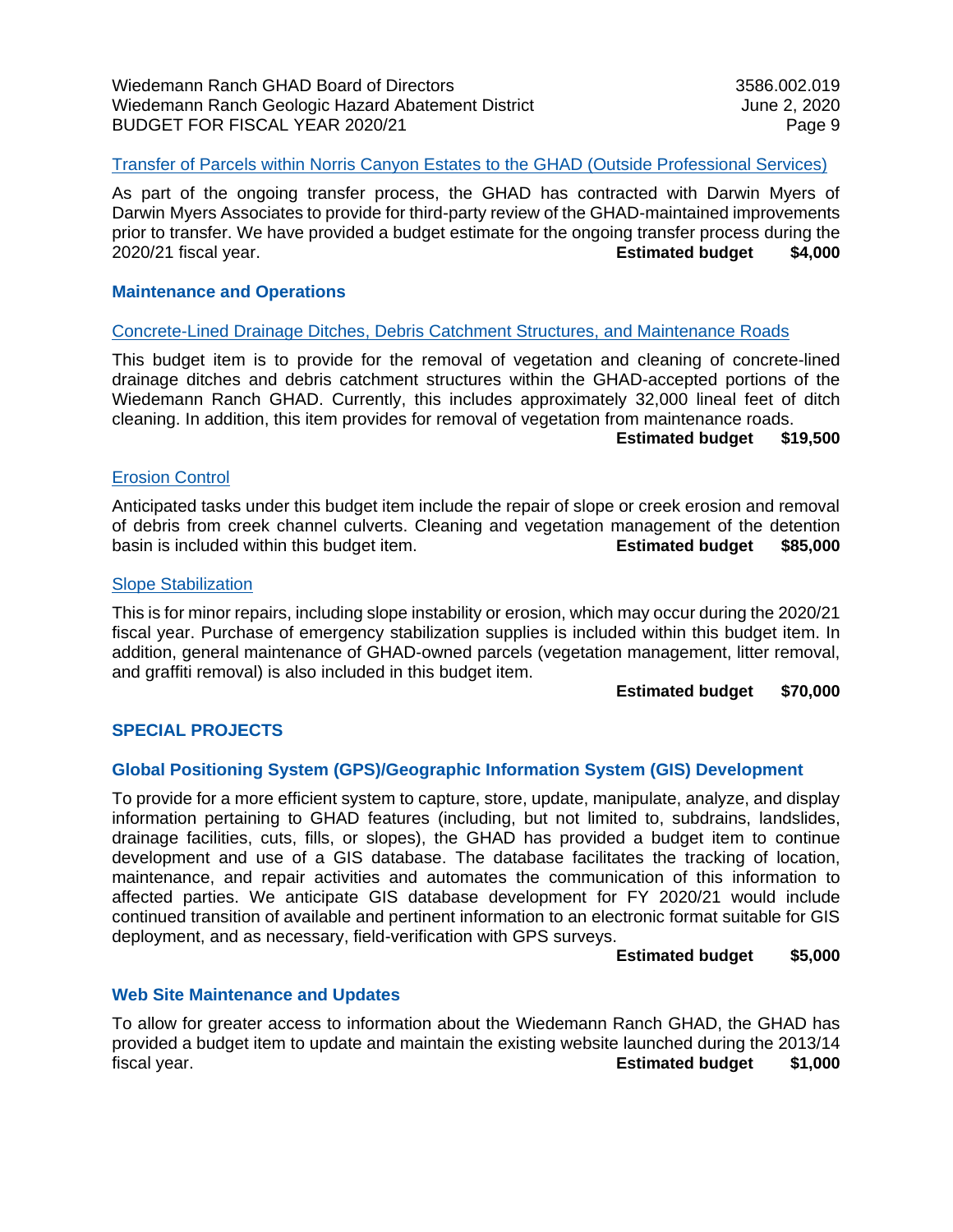### Transfer of Parcels within Norris Canyon Estates to the GHAD (Outside Professional Services)

As part of the ongoing transfer process, the GHAD has contracted with Darwin Myers of Darwin Myers Associates to provide for third-party review of the GHAD-maintained improvements prior to transfer. We have provided a budget estimate for the ongoing transfer process during the 2020/21 fiscal year. **Estimated budget $4,000**

## Maintenance and Operations

### Concrete-Lined Drainage Ditches, Debris Catchment Structures, and Maintenance Roads

This budget item is to provide for the removal of vegetation and cleaning of concrete-lined drainage ditches and debris catchment structures within the GHAD-accepted portions of the Wiedemann Ranch GHAD. Currently, this includes approximately 32,000 lineal feet of ditch cleaning. In addition, this item provides for removal of vegetation from maintenance roads.

**Estimated budget $19,500**

### Erosion Control

Anticipated tasks under this budget item include the repair of slope or creek erosion and removal of debris from creek channel culverts. Cleaning and vegetation management of the detention basin is included within this budget item. **Estimated budget $85,000**

### Slope Stabilization

This is for minor repairs, including slope instability or erosion, which may occur during the 2020/21 fiscal year. Purchase of emergency stabilization supplies is included within this budget item. In addition, general maintenance of GHAD-owned parcels (vegetation management, litter removal, and graffiti removal) is also included in this budget item.

**Estimated budget $70,000**

## SPECIAL PROJECTS

### Global Positioning System (GPS)/Geographic Information System (GIS) Development

To provide for a more efficient system to capture, store, update, manipulate, analyze, and display information pertaining to GHAD features (including, but not limited to, subdrains, landslides, drainage facilities, cuts, fills, or slopes), the GHAD has provided a budget item to continue development and use of a GIS database. The database facilitates the tracking of location, maintenance, and repair activities and automates the communication of this information to affected parties. We anticipate GIS database development for FY 2020/21 would include continued transition of available and pertinent information to an electronic format suitable for GIS deployment, and as necessary, field-verification with GPS surveys.

**Estimated budget $5,000**

### Web Site Maintenance and Updates

To allow for greater access to information about the Wiedemann Ranch GHAD, the GHAD has provided a budget item to update and maintain the existing website launched during the 2013/14 fiscal year. **Estimated budget $1,000**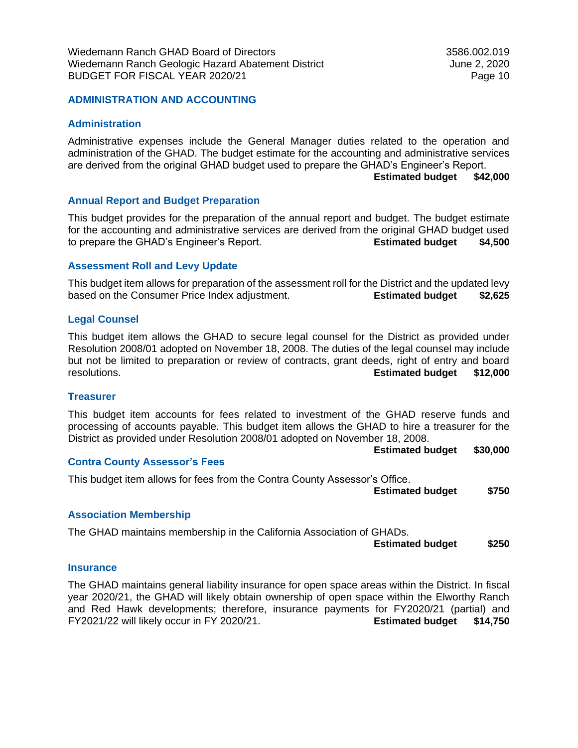## ADMINISTRATION AND ACCOUNTING

### Administration

Administrative expenses include the General Manager duties related to the operation and administration of the GHAD. The budget estimate for the accounting and administrative services are derived from the original GHAD budget used to prepare the GHAD's Engineer's Report.

**Estimated budget $42,000**

### Annual Report and Budget Preparation

This budget provides for the preparation of the annual report and budget. The budget estimate for the accounting and administrative services are derived from the original GHAD budget used to prepare the GHAD's Engineer's Report. **Estimated budget $4,500**

### Assessment Roll and Levy Update

This budget item allows for preparation of the assessment roll for the District and the updated levy based on the Consumer Price Index adjustment. **Estimated budget $2,625**

### Legal Counsel

This budget item allows the GHAD to secure legal counsel for the District as provided under Resolution 2008/01 adopted on November 18, 2008. The duties of the legal counsel may include but not be limited to preparation or review of contracts, grant deeds, right of entry and board resolutions. **Estimated budget $12,000**

### Treasurer

This budget item accounts for fees related to investment of the GHAD reserve funds and processing of accounts payable. This budget item allows the GHAD to hire a treasurer for the District as provided under Resolution 2008/01 adopted on November 18, 2008.

**Estimated budget $30,000**

### Contra County Assessor's Fees

This budget item allows for fees from the Contra County Assessor's Office.

**Estimated budget $750**

### Association Membership

The GHAD maintains membership in the California Association of GHADs.

**Estimated budget $250**

### Insurance

The GHAD maintains general liability insurance for open space areas within the District. In fiscal year 2020/21, the GHAD will likely obtain ownership of open space within the Elworthy Ranch and Red Hawk developments; therefore, insurance payments for FY2020/21 (partial) and FY2021/22 will likely occur in FY 2020/21. **Estimated budget $14,750**